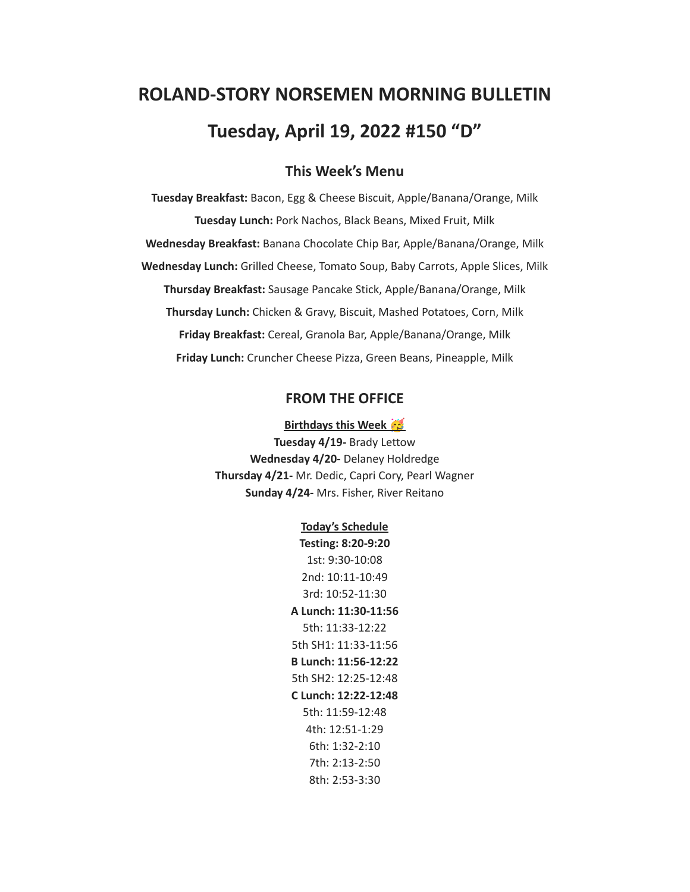# ROLAND-STORY NORSEMEN MORNING BULLETIN

# Tuesday, April 19, 2022 #150 "D"

## This Week's Menu

**Tuesday Breakfast:** Bacon, Egg & Cheese Biscuit, Apple/Banana/Orange, Milk

**Tuesday Lunch:** Pork Nachos, Black Beans, Mixed Fruit, Milk

**Wednesday Breakfast:** Banana Chocolate Chip Bar, Apple/Banana/Orange, Milk

**Wednesday Lunch:** Grilled Cheese, Tomato Soup, Baby Carrots, Apple Slices, Milk

**Thursday Breakfast:** Sausage Pancake Stick, Apple/Banana/Orange, Milk

**Thursday Lunch:** Chicken & Gravy, Biscuit, Mashed Potatoes, Corn, Milk

**Friday Breakfast:** Cereal, Granola Bar, Apple/Banana/Orange, Milk

**Friday Lunch:** Cruncher Cheese Pizza, Green Beans, Pineapple, Milk

## FROM THE OFFICE

**Birthdays this Week 🥳**

**Tuesday 4/19-** Brady Lettow
**Wednesday 4/20-** Delaney Holdredge
**Thursday 4/21-** Mr. Dedic, Capri Cory, Pearl Wagner
**Sunday 4/24-** Mrs. Fisher, River Reitano

**Today's Schedule**

**Testing: 8:20-9:20**
1st: 9:30-10:08
2nd: 10:11-10:49
3rd: 10:52-11:30
**A Lunch: 11:30-11:56**
5th: 11:33-12:22
5th SH1: 11:33-11:56
**B Lunch: 11:56-12:22**
5th SH2: 12:25-12:48
**C Lunch: 12:22-12:48**
5th: 11:59-12:48
4th: 12:51-1:29
6th: 1:32-2:10
7th: 2:13-2:50
8th: 2:53-3:30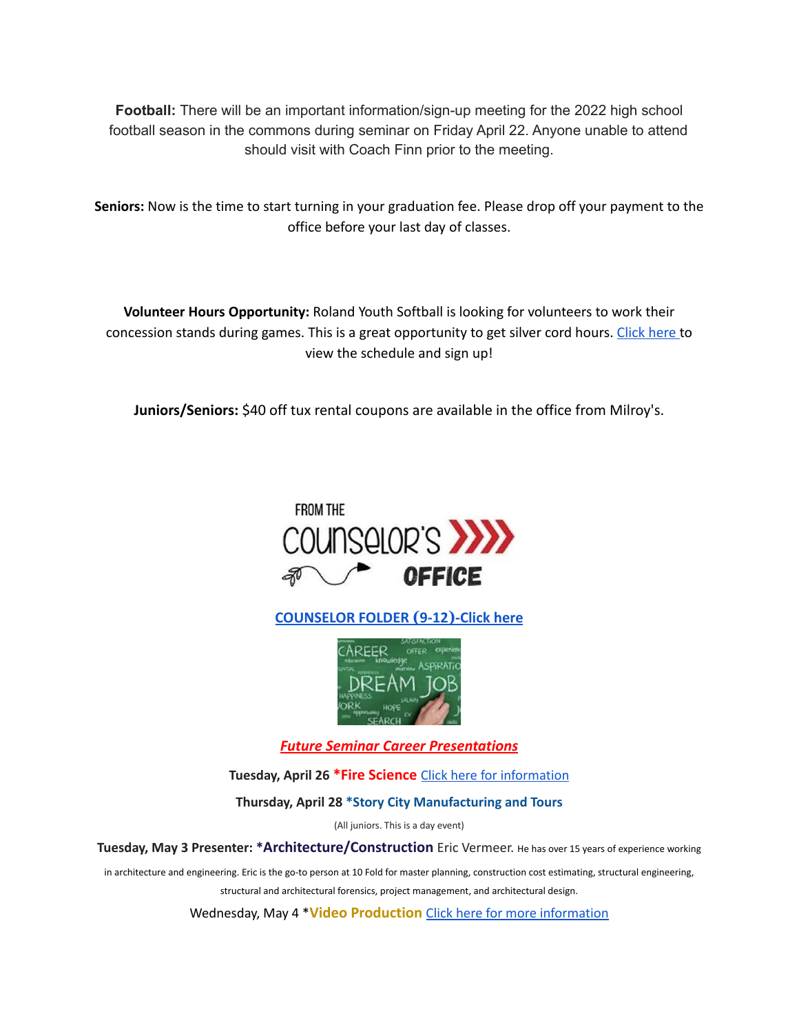**Football:** There will be an important information/sign-up meeting for the 2022 high school football season in the commons during seminar on Friday April 22. Anyone unable to attend should visit with Coach Finn prior to the meeting.

**Seniors:** Now is the time to start turning in your graduation fee. Please drop off your payment to the office before your last day of classes.

**Volunteer Hours Opportunity:** Roland Youth Softball is looking for volunteers to work their concession stands during games. This is a great opportunity to get silver cord hours. Click here to view the schedule and sign up!

**Juniors/Seniors:** $40 off tux rental coupons are available in the office from Milroy's.

## FROM THE COUNSELOR'S OFFICE

**COUNSELOR FOLDER (9-12)-Click here**

***Future Seminar Career Presentations***

**Tuesday, April 26** ***Fire Science*** Click here for information

**Thursday, April 28** ***Story City Manufacturing and Tours**

(All juniors. This is a day event)

**Tuesday, May 3 Presenter:** ***Architecture/Construction** Eric Vermeer. He has over 15 years of experience working in architecture and engineering. Eric is the go-to person at 10 Fold for master planning, construction cost estimating, structural engineering, structural and architectural forensics, project management, and architectural design.

Wednesday, May 4 ***Video Production** Click here for more information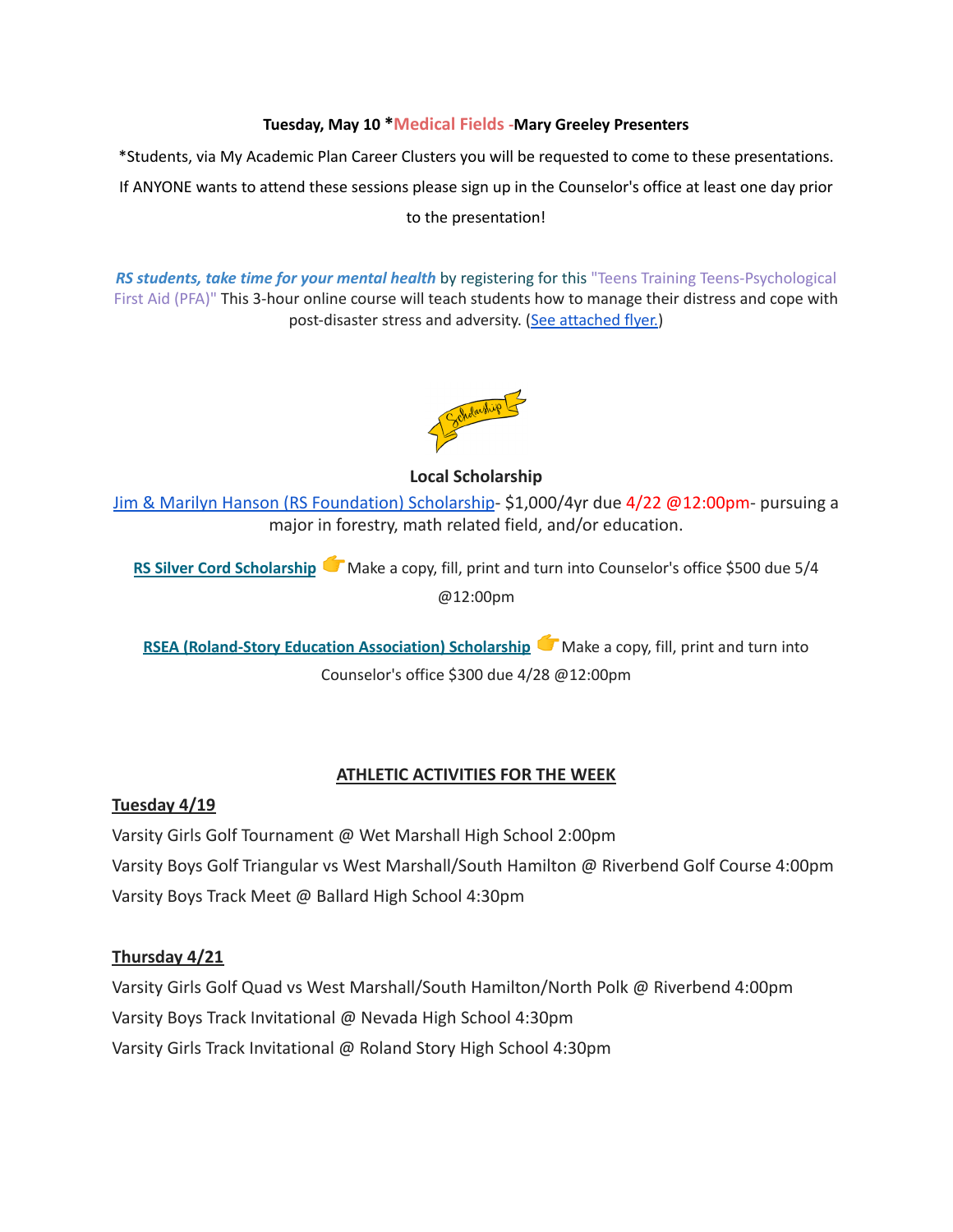**Tuesday, May 10 *Medical Fields -Mary Greeley Presenters**

*Students, via My Academic Plan Career Clusters you will be requested to come to these presentations. If ANYONE wants to attend these sessions please sign up in the Counselor's office at least one day prior to the presentation!

***RS students, take time for your mental health*** by registering for this "Teens Training Teens-Psychological First Aid (PFA)" This 3-hour online course will teach students how to manage their distress and cope with post-disaster stress and adversity. (See attached flyer.)

**Local Scholarship**

Jim & Marilyn Hanson (RS Foundation) Scholarship- $1,000/4yr due 4/22 @12:00pm- pursuing a major in forestry, math related field, and/or education.

**RS Silver Cord Scholarship** 👉 Make a copy, fill, print and turn into Counselor's office $500 due 5/4 @12:00pm

**RSEA (Roland-Story Education Association) Scholarship** 👉 Make a copy, fill, print and turn into Counselor's office $300 due 4/28 @12:00pm

**ATHLETIC ACTIVITIES FOR THE WEEK**

**Tuesday 4/19**

Varsity Girls Golf Tournament @ Wet Marshall High School 2:00pm
Varsity Boys Golf Triangular vs West Marshall/South Hamilton @ Riverbend Golf Course 4:00pm
Varsity Boys Track Meet @ Ballard High School 4:30pm

**Thursday 4/21**

Varsity Girls Golf Quad vs West Marshall/South Hamilton/North Polk @ Riverbend 4:00pm
Varsity Boys Track Invitational @ Nevada High School 4:30pm
Varsity Girls Track Invitational @ Roland Story High School 4:30pm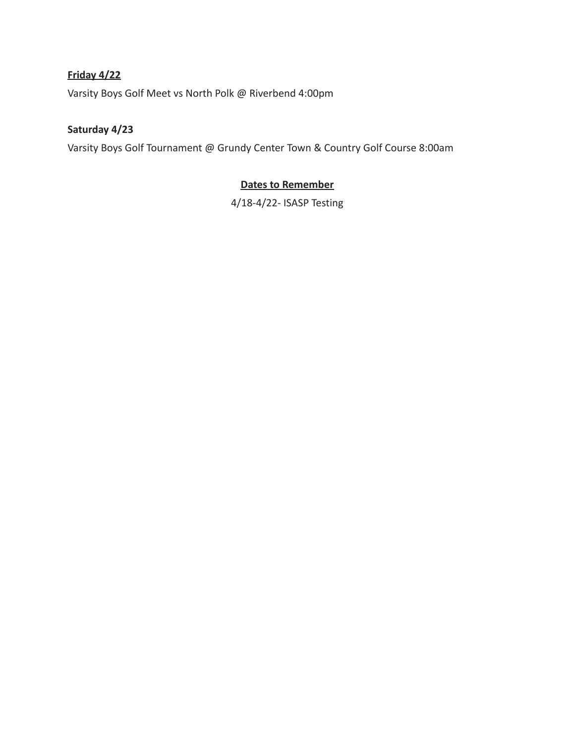**Friday 4/22**

Varsity Boys Golf Meet vs North Polk @ Riverbend 4:00pm

**Saturday 4/23**

Varsity Boys Golf Tournament @ Grundy Center Town & Country Golf Course 8:00am

**Dates to Remember**

4/18-4/22- ISASP Testing